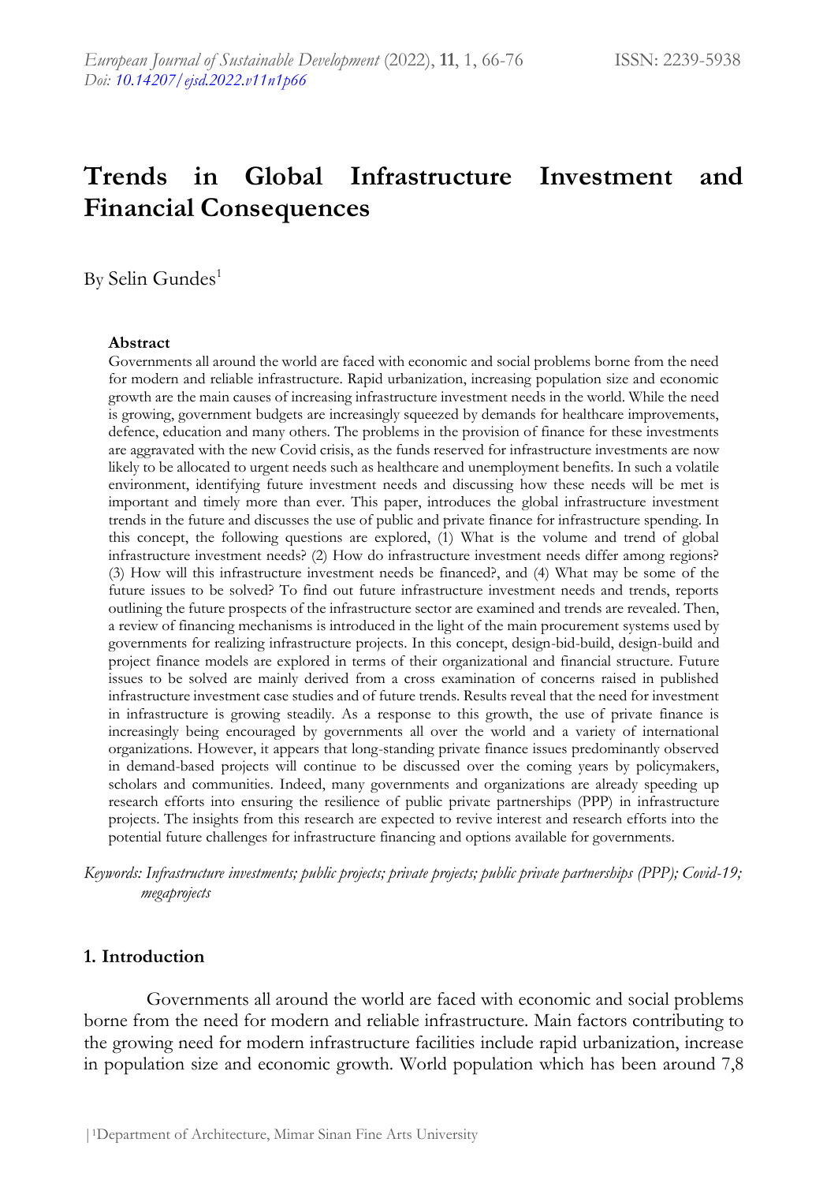# Trends in Global Infrastructure Investment and Financial Consequences

By Selin Gundes[1]

### Abstract

Governments all around the world are faced with economic and social problems borne from the need for modern and reliable infrastructure. Rapid urbanization, increasing population size and economic growth are the main causes of increasing infrastructure investment needs in the world. While the need is growing, government budgets are increasingly squeezed by demands for healthcare improvements, defence, education and many others. The problems in the provision of finance for these investments are aggravated with the new Covid crisis, as the funds reserved for infrastructure investments are now likely to be allocated to urgent needs such as healthcare and unemployment benefits. In such a volatile environment, identifying future investment needs and discussing how these needs will be met is important and timely more than ever. This paper, introduces the global infrastructure investment trends in the future and discusses the use of public and private finance for infrastructure spending. In this concept, the following questions are explored, (1) What is the volume and trend of global infrastructure investment needs? (2) How do infrastructure investment needs differ among regions? (3) How will this infrastructure investment needs be financed?, and (4) What may be some of the future issues to be solved? To find out future infrastructure investment needs and trends, reports outlining the future prospects of the infrastructure sector are examined and trends are revealed. Then, a review of financing mechanisms is introduced in the light of the main procurement systems used by governments for realizing infrastructure projects. In this concept, design-bid-build, design-build and project finance models are explored in terms of their organizational and financial structure. Future issues to be solved are mainly derived from a cross examination of concerns raised in published infrastructure investment case studies and of future trends. Results reveal that the need for investment in infrastructure is growing steadily. As a response to this growth, the use of private finance is increasingly being encouraged by governments all over the world and a variety of international organizations. However, it appears that long-standing private finance issues predominantly observed in demand-based projects will continue to be discussed over the coming years by policymakers, scholars and communities. Indeed, many governments and organizations are already speeding up research efforts into ensuring the resilience of public private partnerships (PPP) in infrastructure projects. The insights from this research are expected to revive interest and research efforts into the potential future challenges for infrastructure financing and options available for governments.

*Keywords: Infrastructure investments; public projects; private projects; public private partnerships (PPP); Covid-19; megaprojects*

## 1. Introduction

Governments all around the world are faced with economic and social problems borne from the need for modern and reliable infrastructure. Main factors contributing to the growing need for modern infrastructure facilities include rapid urbanization, increase in population size and economic growth. World population which has been around 7,8

[1]Department of Architecture, Mimar Sinan Fine Arts University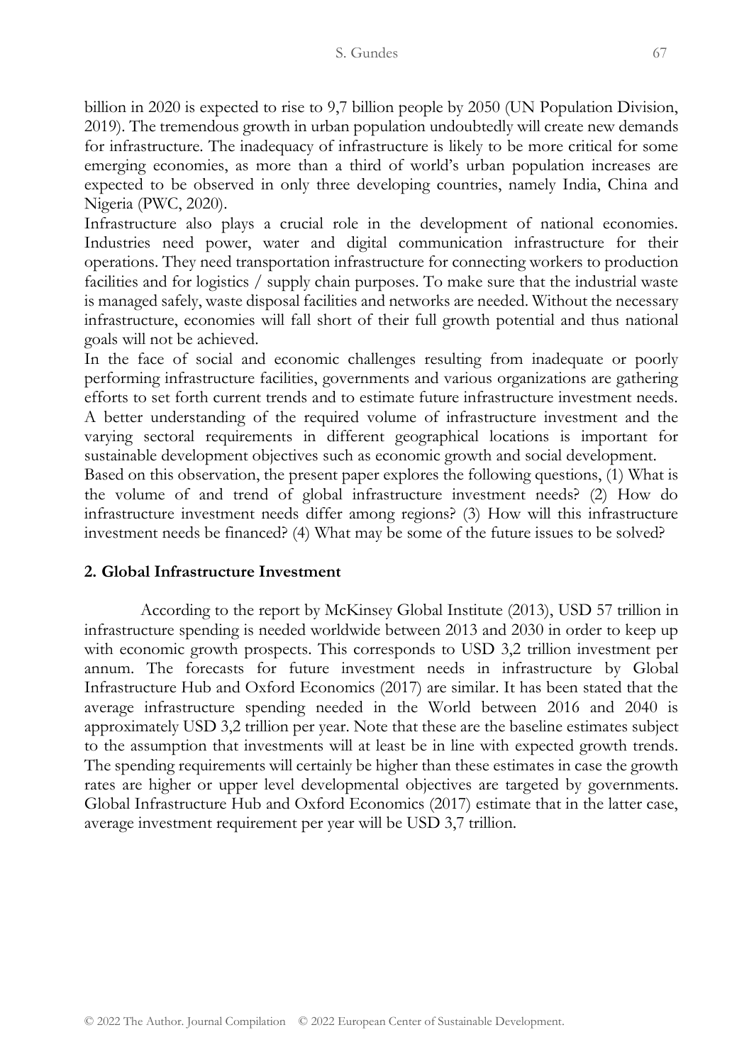billion in 2020 is expected to rise to 9,7 billion people by 2050 (UN Population Division, 2019). The tremendous growth in urban population undoubtedly will create new demands for infrastructure. The inadequacy of infrastructure is likely to be more critical for some emerging economies, as more than a third of world's urban population increases are expected to be observed in only three developing countries, namely India, China and Nigeria (PWC, 2020).

Infrastructure also plays a crucial role in the development of national economies. Industries need power, water and digital communication infrastructure for their operations. They need transportation infrastructure for connecting workers to production facilities and for logistics / supply chain purposes. To make sure that the industrial waste is managed safely, waste disposal facilities and networks are needed. Without the necessary infrastructure, economies will fall short of their full growth potential and thus national goals will not be achieved.

In the face of social and economic challenges resulting from inadequate or poorly performing infrastructure facilities, governments and various organizations are gathering efforts to set forth current trends and to estimate future infrastructure investment needs. A better understanding of the required volume of infrastructure investment and the varying sectoral requirements in different geographical locations is important for sustainable development objectives such as economic growth and social development.

Based on this observation, the present paper explores the following questions, (1) What is the volume of and trend of global infrastructure investment needs? (2) How do infrastructure investment needs differ among regions? (3) How will this infrastructure investment needs be financed? (4) What may be some of the future issues to be solved?

## 2. Global Infrastructure Investment

According to the report by McKinsey Global Institute (2013), USD 57 trillion in infrastructure spending is needed worldwide between 2013 and 2030 in order to keep up with economic growth prospects. This corresponds to USD 3,2 trillion investment per annum. The forecasts for future investment needs in infrastructure by Global Infrastructure Hub and Oxford Economics (2017) are similar. It has been stated that the average infrastructure spending needed in the World between 2016 and 2040 is approximately USD 3,2 trillion per year. Note that these are the baseline estimates subject to the assumption that investments will at least be in line with expected growth trends. The spending requirements will certainly be higher than these estimates in case the growth rates are higher or upper level developmental objectives are targeted by governments. Global Infrastructure Hub and Oxford Economics (2017) estimate that in the latter case, average investment requirement per year will be USD 3,7 trillion.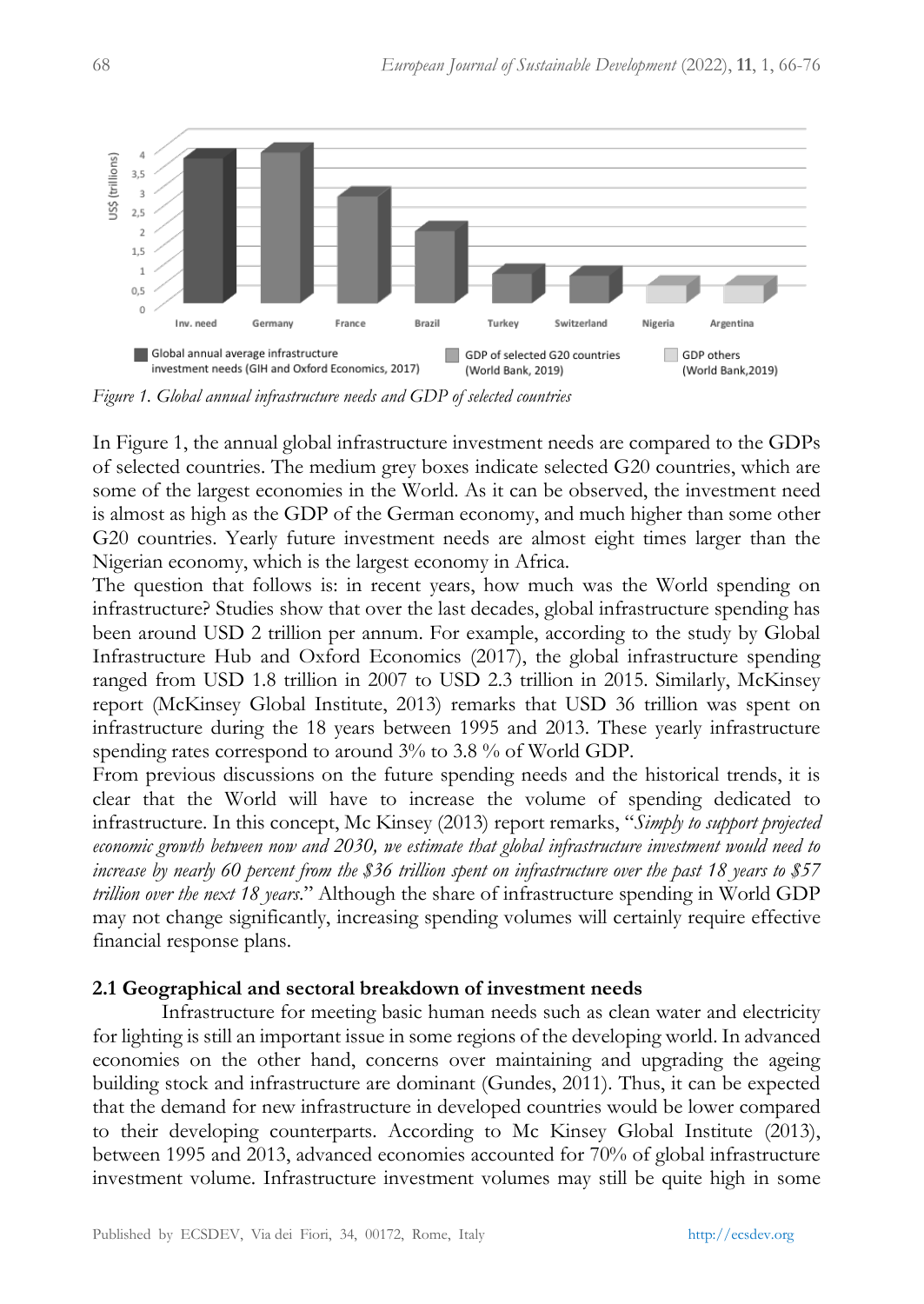*Figure 1. Global annual infrastructure needs and GDP of selected countries*

In Figure 1, the annual global infrastructure investment needs are compared to the GDPs of selected countries. The medium grey boxes indicate selected G20 countries, which are some of the largest economies in the World. As it can be observed, the investment need is almost as high as the GDP of the German economy, and much higher than some other G20 countries. Yearly future investment needs are almost eight times larger than the Nigerian economy, which is the largest economy in Africa.

The question that follows is: in recent years, how much was the World spending on infrastructure? Studies show that over the last decades, global infrastructure spending has been around USD 2 trillion per annum. For example, according to the study by Global Infrastructure Hub and Oxford Economics (2017), the global infrastructure spending ranged from USD 1.8 trillion in 2007 to USD 2.3 trillion in 2015. Similarly, McKinsey report (McKinsey Global Institute, 2013) remarks that USD 36 trillion was spent on infrastructure during the 18 years between 1995 and 2013. These yearly infrastructure spending rates correspond to around 3% to 3.8 % of World GDP.

From previous discussions on the future spending needs and the historical trends, it is clear that the World will have to increase the volume of spending dedicated to infrastructure. In this concept, Mc Kinsey (2013) report remarks, "*Simply to support projected economic growth between now and 2030, we estimate that global infrastructure investment would need to increase by nearly 60 percent from the $36 trillion spent on infrastructure over the past 18 years to $57 trillion over the next 18 years*." Although the share of infrastructure spending in World GDP may not change significantly, increasing spending volumes will certainly require effective financial response plans.

## 2.1 Geographical and sectoral breakdown of investment needs

Infrastructure for meeting basic human needs such as clean water and electricity for lighting is still an important issue in some regions of the developing world. In advanced economies on the other hand, concerns over maintaining and upgrading the ageing building stock and infrastructure are dominant (Gundes, 2011). Thus, it can be expected that the demand for new infrastructure in developed countries would be lower compared to their developing counterparts. According to Mc Kinsey Global Institute (2013), between 1995 and 2013, advanced economies accounted for 70% of global infrastructure investment volume. Infrastructure investment volumes may still be quite high in some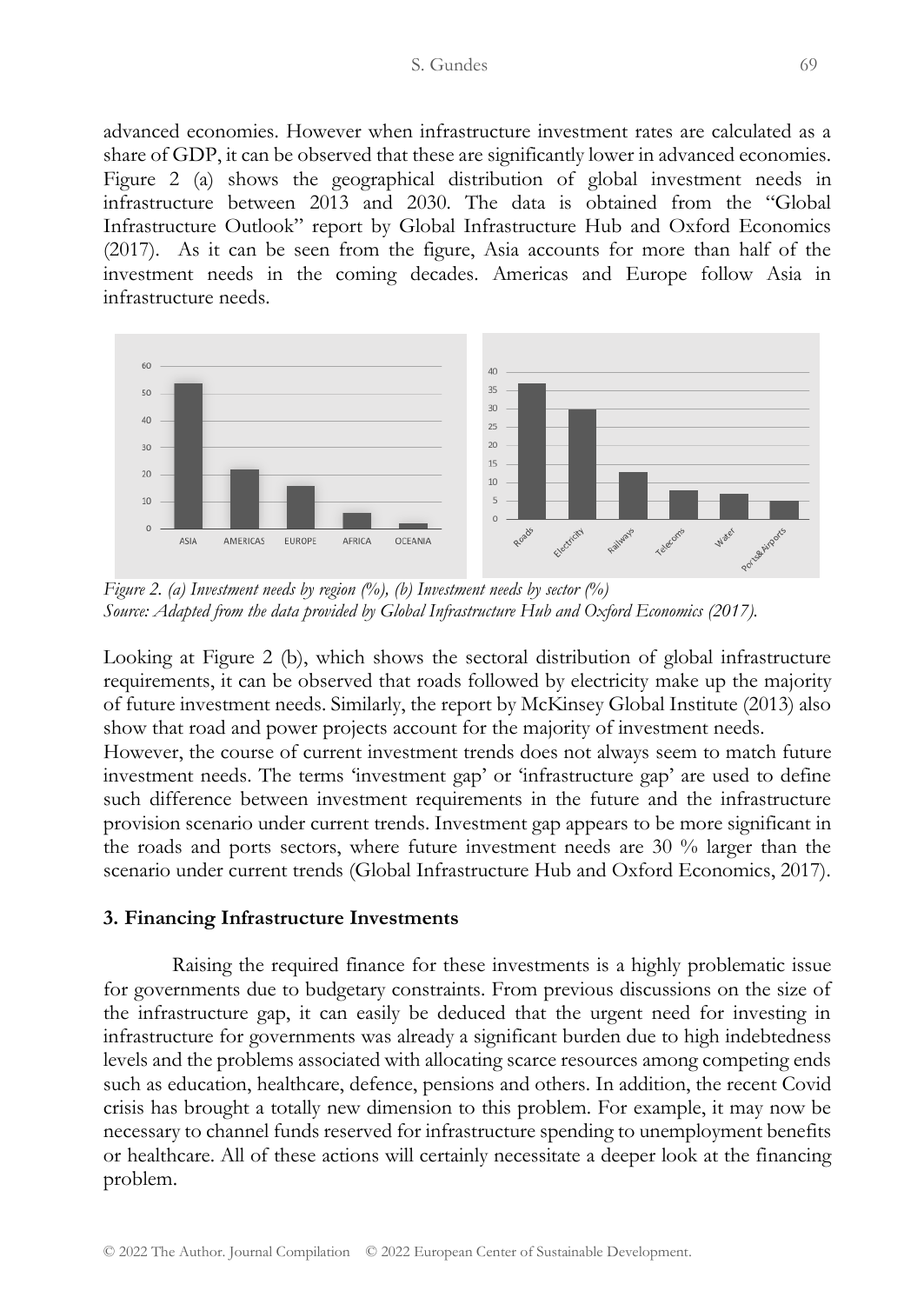advanced economies. However when infrastructure investment rates are calculated as a share of GDP, it can be observed that these are significantly lower in advanced economies. Figure 2 (a) shows the geographical distribution of global investment needs in infrastructure between 2013 and 2030. The data is obtained from the "Global Infrastructure Outlook" report by Global Infrastructure Hub and Oxford Economics (2017). As it can be seen from the figure, Asia accounts for more than half of the investment needs in the coming decades. Americas and Europe follow Asia in infrastructure needs.

*Figure 2. (a) Investment needs by region (%), (b) Investment needs by sector (%)*
*Source: Adapted from the data provided by Global Infrastructure Hub and Oxford Economics (2017).*

Looking at Figure 2 (b), which shows the sectoral distribution of global infrastructure requirements, it can be observed that roads followed by electricity make up the majority of future investment needs. Similarly, the report by McKinsey Global Institute (2013) also show that road and power projects account for the majority of investment needs.

However, the course of current investment trends does not always seem to match future investment needs. The terms 'investment gap' or 'infrastructure gap' are used to define such difference between investment requirements in the future and the infrastructure provision scenario under current trends. Investment gap appears to be more significant in the roads and ports sectors, where future investment needs are 30 % larger than the scenario under current trends (Global Infrastructure Hub and Oxford Economics, 2017).

## 3. Financing Infrastructure Investments

Raising the required finance for these investments is a highly problematic issue for governments due to budgetary constraints. From previous discussions on the size of the infrastructure gap, it can easily be deduced that the urgent need for investing in infrastructure for governments was already a significant burden due to high indebtedness levels and the problems associated with allocating scarce resources among competing ends such as education, healthcare, defence, pensions and others. In addition, the recent Covid crisis has brought a totally new dimension to this problem. For example, it may now be necessary to channel funds reserved for infrastructure spending to unemployment benefits or healthcare. All of these actions will certainly necessitate a deeper look at the financing problem.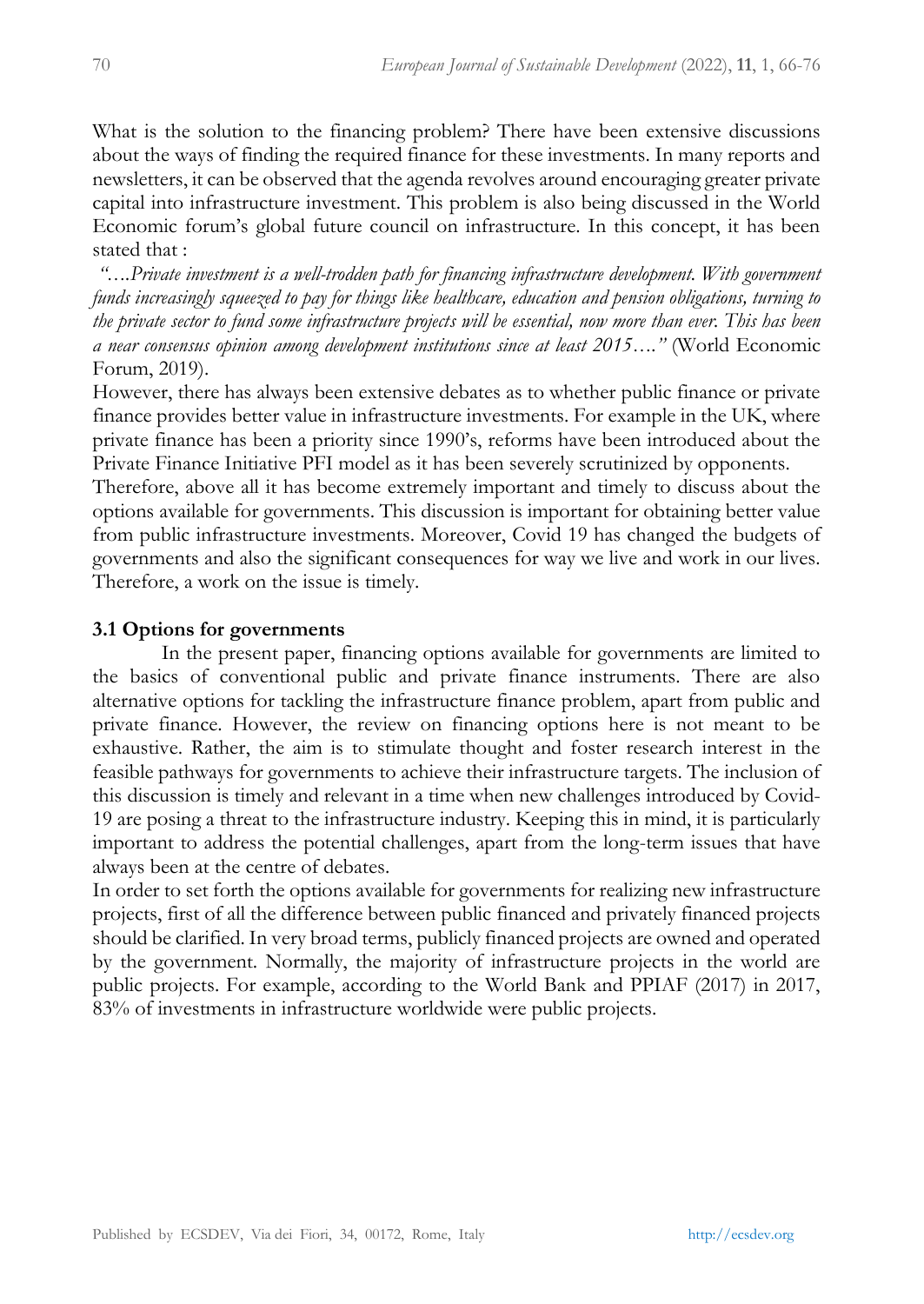What is the solution to the financing problem? There have been extensive discussions about the ways of finding the required finance for these investments. In many reports and newsletters, it can be observed that the agenda revolves around encouraging greater private capital into infrastructure investment. This problem is also being discussed in the World Economic forum's global future council on infrastructure. In this concept, it has been stated that :

*"….Private investment is a well-trodden path for financing infrastructure development. With government funds increasingly squeezed to pay for things like healthcare, education and pension obligations, turning to the private sector to fund some infrastructure projects will be essential, now more than ever. This has been a near consensus opinion among development institutions since at least 2015…."* (World Economic Forum, 2019).

However, there has always been extensive debates as to whether public finance or private finance provides better value in infrastructure investments. For example in the UK, where private finance has been a priority since 1990's, reforms have been introduced about the Private Finance Initiative PFI model as it has been severely scrutinized by opponents.

Therefore, above all it has become extremely important and timely to discuss about the options available for governments. This discussion is important for obtaining better value from public infrastructure investments. Moreover, Covid 19 has changed the budgets of governments and also the significant consequences for way we live and work in our lives. Therefore, a work on the issue is timely.

### 3.1 Options for governments

In the present paper, financing options available for governments are limited to the basics of conventional public and private finance instruments. There are also alternative options for tackling the infrastructure finance problem, apart from public and private finance. However, the review on financing options here is not meant to be exhaustive. Rather, the aim is to stimulate thought and foster research interest in the feasible pathways for governments to achieve their infrastructure targets. The inclusion of this discussion is timely and relevant in a time when new challenges introduced by Covid-19 are posing a threat to the infrastructure industry. Keeping this in mind, it is particularly important to address the potential challenges, apart from the long-term issues that have always been at the centre of debates.

In order to set forth the options available for governments for realizing new infrastructure projects, first of all the difference between public financed and privately financed projects should be clarified. In very broad terms, publicly financed projects are owned and operated by the government. Normally, the majority of infrastructure projects in the world are public projects. For example, according to the World Bank and PPIAF (2017) in 2017, 83% of investments in infrastructure worldwide were public projects.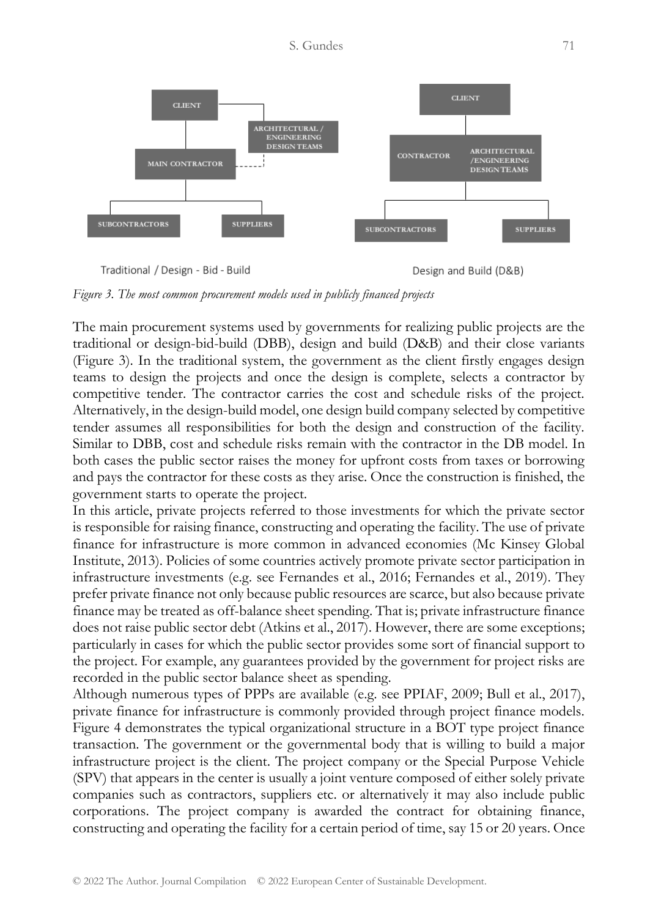CLIENT

ARCHITECTURAL / ENGINEERING DESIGN TEAMS

MAIN CONTRACTOR

SUBCONTRACTORS

SUPPLIERS

Traditional / Design - Bid - Build

CLIENT

CONTRACTOR

ARCHITECTURAL /ENGINEERING DESIGN TEAMS

SUBCONTRACTORS

SUPPLIERS

Design and Build (D&B)

*Figure 3. The most common procurement models used in publicly financed projects*

The main procurement systems used by governments for realizing public projects are the traditional or design-bid-build (DBB), design and build (D&B) and their close variants (Figure 3). In the traditional system, the government as the client firstly engages design teams to design the projects and once the design is complete, selects a contractor by competitive tender. The contractor carries the cost and schedule risks of the project. Alternatively, in the design-build model, one design build company selected by competitive tender assumes all responsibilities for both the design and construction of the facility. Similar to DBB, cost and schedule risks remain with the contractor in the DB model. In both cases the public sector raises the money for upfront costs from taxes or borrowing and pays the contractor for these costs as they arise. Once the construction is finished, the government starts to operate the project.

In this article, private projects referred to those investments for which the private sector is responsible for raising finance, constructing and operating the facility. The use of private finance for infrastructure is more common in advanced economies (Mc Kinsey Global Institute, 2013). Policies of some countries actively promote private sector participation in infrastructure investments (e.g. see Fernandes et al., 2016; Fernandes et al., 2019). They prefer private finance not only because public resources are scarce, but also because private finance may be treated as off-balance sheet spending. That is; private infrastructure finance does not raise public sector debt (Atkins et al., 2017). However, there are some exceptions; particularly in cases for which the public sector provides some sort of financial support to the project. For example, any guarantees provided by the government for project risks are recorded in the public sector balance sheet as spending.

Although numerous types of PPPs are available (e.g. see PPIAF, 2009; Bull et al., 2017), private finance for infrastructure is commonly provided through project finance models. Figure 4 demonstrates the typical organizational structure in a BOT type project finance transaction. The government or the governmental body that is willing to build a major infrastructure project is the client. The project company or the Special Purpose Vehicle (SPV) that appears in the center is usually a joint venture composed of either solely private companies such as contractors, suppliers etc. or alternatively it may also include public corporations. The project company is awarded the contract for obtaining finance, constructing and operating the facility for a certain period of time, say 15 or 20 years. Once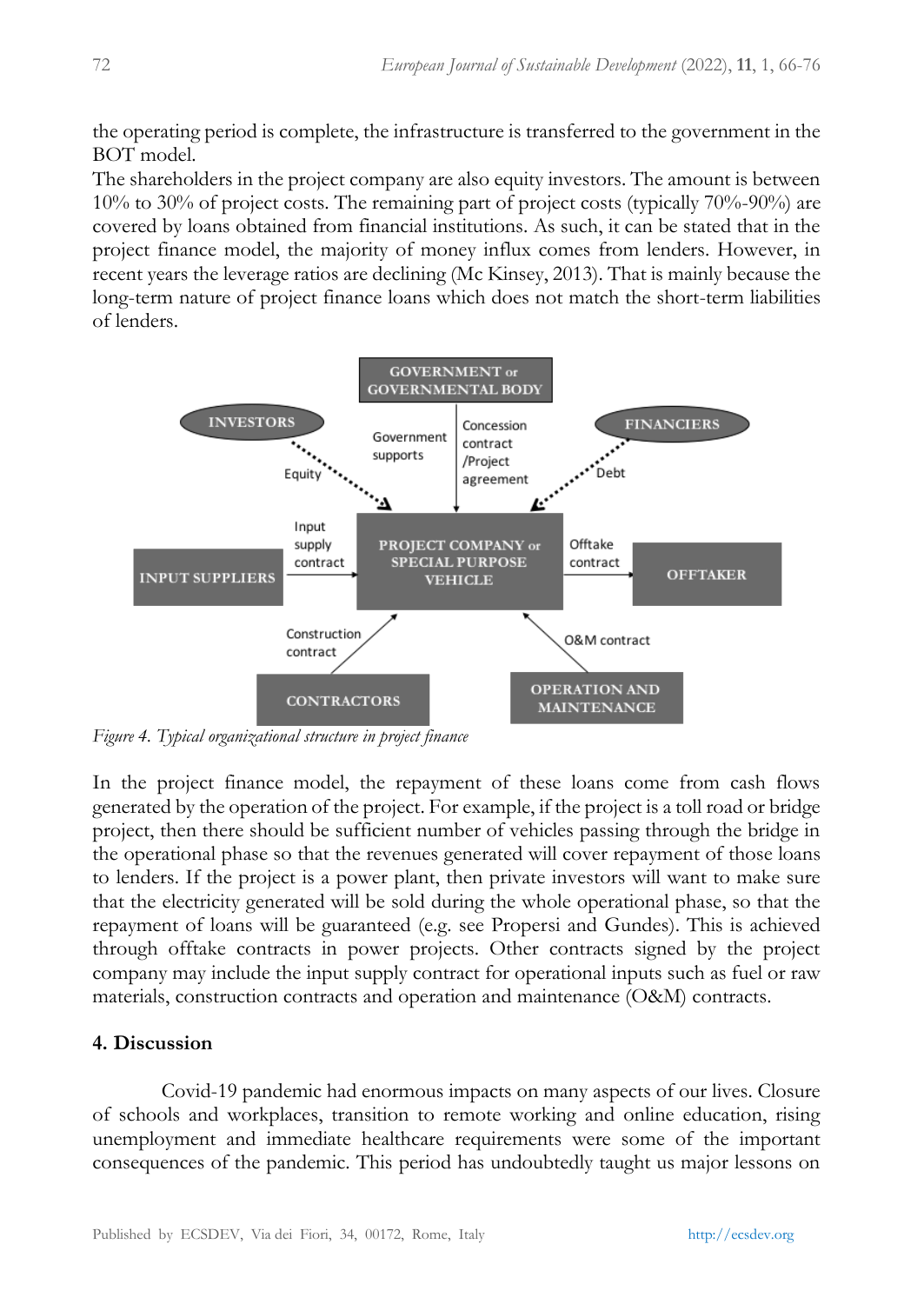the operating period is complete, the infrastructure is transferred to the government in the BOT model.

The shareholders in the project company are also equity investors. The amount is between 10% to 30% of project costs. The remaining part of project costs (typically 70%-90%) are covered by loans obtained from financial institutions. As such, it can be stated that in the project finance model, the majority of money influx comes from lenders. However, in recent years the leverage ratios are declining (Mc Kinsey, 2013). That is mainly because the long-term nature of project finance loans which does not match the short-term liabilities of lenders.

*Figure 4. Typical organizational structure in project finance*

In the project finance model, the repayment of these loans come from cash flows generated by the operation of the project. For example, if the project is a toll road or bridge project, then there should be sufficient number of vehicles passing through the bridge in the operational phase so that the revenues generated will cover repayment of those loans to lenders. If the project is a power plant, then private investors will want to make sure that the electricity generated will be sold during the whole operational phase, so that the repayment of loans will be guaranteed (e.g. see Propersi and Gundes). This is achieved through offtake contracts in power projects. Other contracts signed by the project company may include the input supply contract for operational inputs such as fuel or raw materials, construction contracts and operation and maintenance (O&M) contracts.

## 4. Discussion

Covid-19 pandemic had enormous impacts on many aspects of our lives. Closure of schools and workplaces, transition to remote working and online education, rising unemployment and immediate healthcare requirements were some of the important consequences of the pandemic. This period has undoubtedly taught us major lessons on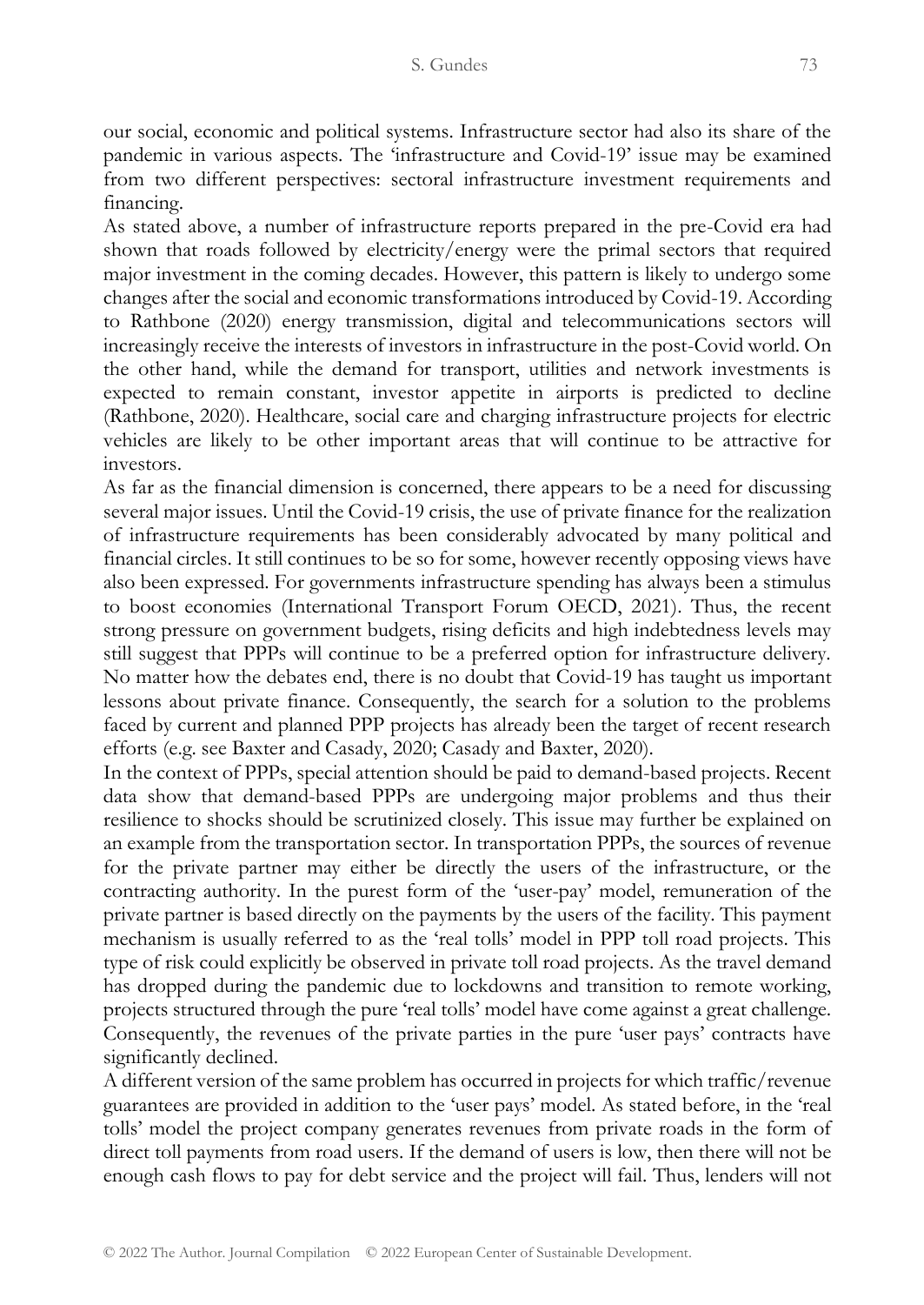our social, economic and political systems. Infrastructure sector had also its share of the pandemic in various aspects. The 'infrastructure and Covid-19' issue may be examined from two different perspectives: sectoral infrastructure investment requirements and financing.

As stated above, a number of infrastructure reports prepared in the pre-Covid era had shown that roads followed by electricity/energy were the primal sectors that required major investment in the coming decades. However, this pattern is likely to undergo some changes after the social and economic transformations introduced by Covid-19. According to Rathbone (2020) energy transmission, digital and telecommunications sectors will increasingly receive the interests of investors in infrastructure in the post-Covid world. On the other hand, while the demand for transport, utilities and network investments is expected to remain constant, investor appetite in airports is predicted to decline (Rathbone, 2020). Healthcare, social care and charging infrastructure projects for electric vehicles are likely to be other important areas that will continue to be attractive for investors.

As far as the financial dimension is concerned, there appears to be a need for discussing several major issues. Until the Covid-19 crisis, the use of private finance for the realization of infrastructure requirements has been considerably advocated by many political and financial circles. It still continues to be so for some, however recently opposing views have also been expressed. For governments infrastructure spending has always been a stimulus to boost economies (International Transport Forum OECD, 2021). Thus, the recent strong pressure on government budgets, rising deficits and high indebtedness levels may still suggest that PPPs will continue to be a preferred option for infrastructure delivery. No matter how the debates end, there is no doubt that Covid-19 has taught us important lessons about private finance. Consequently, the search for a solution to the problems faced by current and planned PPP projects has already been the target of recent research efforts (e.g. see Baxter and Casady, 2020; Casady and Baxter, 2020).

In the context of PPPs, special attention should be paid to demand-based projects. Recent data show that demand-based PPPs are undergoing major problems and thus their resilience to shocks should be scrutinized closely. This issue may further be explained on an example from the transportation sector. In transportation PPPs, the sources of revenue for the private partner may either be directly the users of the infrastructure, or the contracting authority. In the purest form of the 'user-pay' model, remuneration of the private partner is based directly on the payments by the users of the facility. This payment mechanism is usually referred to as the 'real tolls' model in PPP toll road projects. This type of risk could explicitly be observed in private toll road projects. As the travel demand has dropped during the pandemic due to lockdowns and transition to remote working, projects structured through the pure 'real tolls' model have come against a great challenge. Consequently, the revenues of the private parties in the pure 'user pays' contracts have significantly declined.

A different version of the same problem has occurred in projects for which traffic/revenue guarantees are provided in addition to the 'user pays' model. As stated before, in the 'real tolls' model the project company generates revenues from private roads in the form of direct toll payments from road users. If the demand of users is low, then there will not be enough cash flows to pay for debt service and the project will fail. Thus, lenders will not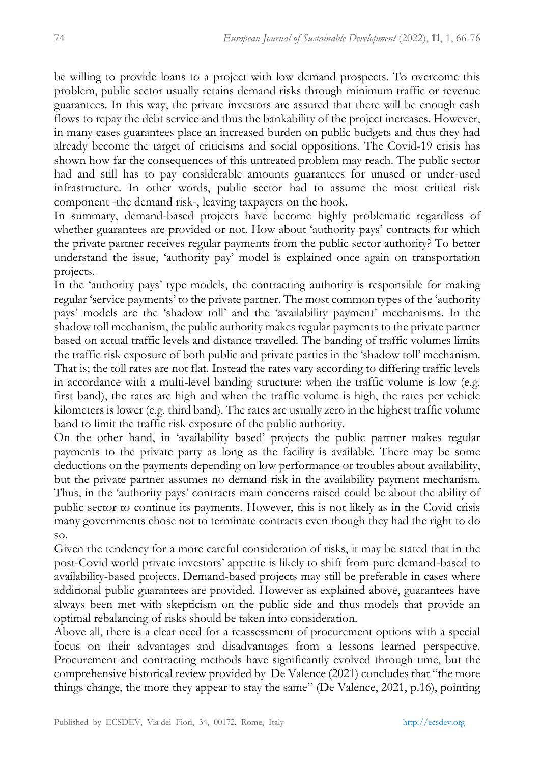be willing to provide loans to a project with low demand prospects. To overcome this problem, public sector usually retains demand risks through minimum traffic or revenue guarantees. In this way, the private investors are assured that there will be enough cash flows to repay the debt service and thus the bankability of the project increases. However, in many cases guarantees place an increased burden on public budgets and thus they had already become the target of criticisms and social oppositions. The Covid-19 crisis has shown how far the consequences of this untreated problem may reach. The public sector had and still has to pay considerable amounts guarantees for unused or under-used infrastructure. In other words, public sector had to assume the most critical risk component -the demand risk-, leaving taxpayers on the hook.

In summary, demand-based projects have become highly problematic regardless of whether guarantees are provided or not. How about 'authority pays' contracts for which the private partner receives regular payments from the public sector authority? To better understand the issue, 'authority pay' model is explained once again on transportation projects.

In the 'authority pays' type models, the contracting authority is responsible for making regular 'service payments' to the private partner. The most common types of the 'authority pays' models are the 'shadow toll' and the 'availability payment' mechanisms. In the shadow toll mechanism, the public authority makes regular payments to the private partner based on actual traffic levels and distance travelled. The banding of traffic volumes limits the traffic risk exposure of both public and private parties in the 'shadow toll' mechanism. That is; the toll rates are not flat. Instead the rates vary according to differing traffic levels in accordance with a multi-level banding structure: when the traffic volume is low (e.g. first band), the rates are high and when the traffic volume is high, the rates per vehicle kilometers is lower (e.g. third band). The rates are usually zero in the highest traffic volume band to limit the traffic risk exposure of the public authority.

On the other hand, in 'availability based' projects the public partner makes regular payments to the private party as long as the facility is available. There may be some deductions on the payments depending on low performance or troubles about availability, but the private partner assumes no demand risk in the availability payment mechanism. Thus, in the 'authority pays' contracts main concerns raised could be about the ability of public sector to continue its payments. However, this is not likely as in the Covid crisis many governments chose not to terminate contracts even though they had the right to do so.

Given the tendency for a more careful consideration of risks, it may be stated that in the post-Covid world private investors' appetite is likely to shift from pure demand-based to availability-based projects. Demand-based projects may still be preferable in cases where additional public guarantees are provided. However as explained above, guarantees have always been met with skepticism on the public side and thus models that provide an optimal rebalancing of risks should be taken into consideration.

Above all, there is a clear need for a reassessment of procurement options with a special focus on their advantages and disadvantages from a lessons learned perspective. Procurement and contracting methods have significantly evolved through time, but the comprehensive historical review provided by De Valence (2021) concludes that "the more things change, the more they appear to stay the same" (De Valence, 2021, p.16), pointing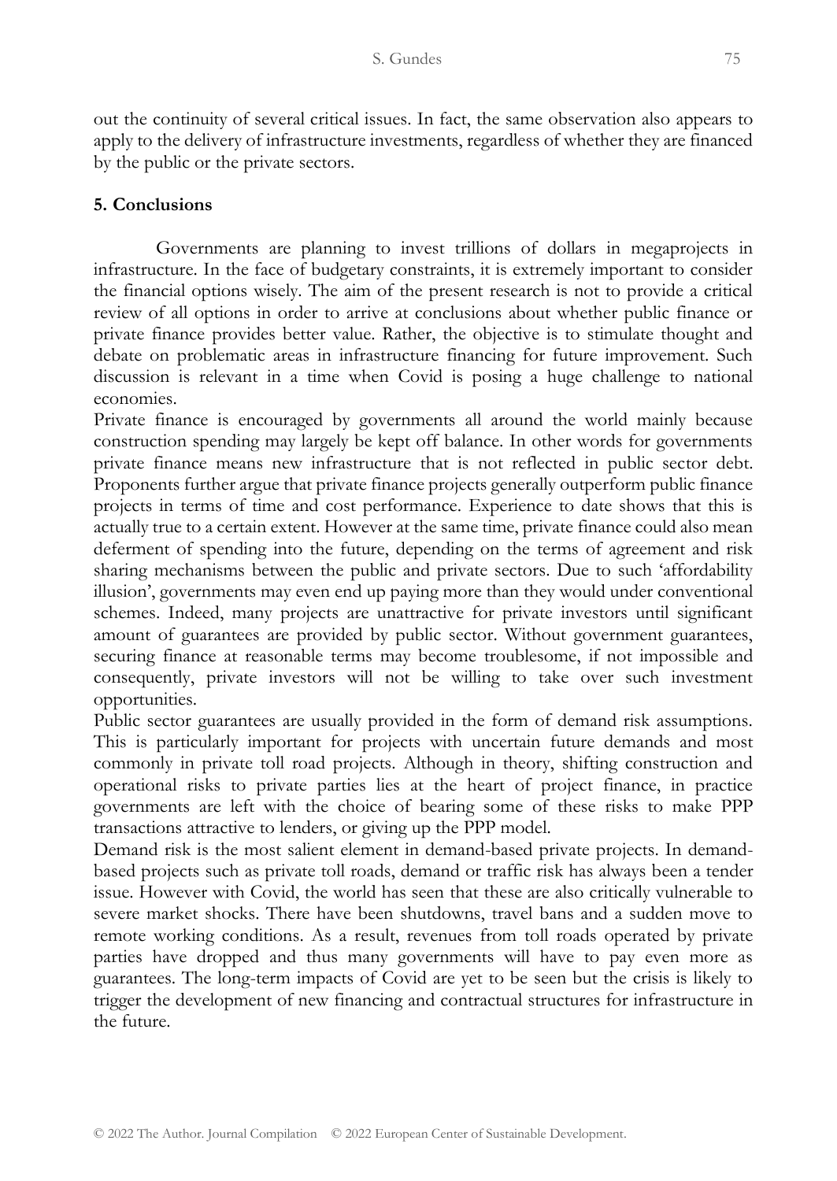out the continuity of several critical issues. In fact, the same observation also appears to apply to the delivery of infrastructure investments, regardless of whether they are financed by the public or the private sectors.

## 5. Conclusions

Governments are planning to invest trillions of dollars in megaprojects in infrastructure. In the face of budgetary constraints, it is extremely important to consider the financial options wisely. The aim of the present research is not to provide a critical review of all options in order to arrive at conclusions about whether public finance or private finance provides better value. Rather, the objective is to stimulate thought and debate on problematic areas in infrastructure financing for future improvement. Such discussion is relevant in a time when Covid is posing a huge challenge to national economies.

Private finance is encouraged by governments all around the world mainly because construction spending may largely be kept off balance. In other words for governments private finance means new infrastructure that is not reflected in public sector debt. Proponents further argue that private finance projects generally outperform public finance projects in terms of time and cost performance. Experience to date shows that this is actually true to a certain extent. However at the same time, private finance could also mean deferment of spending into the future, depending on the terms of agreement and risk sharing mechanisms between the public and private sectors. Due to such 'affordability illusion', governments may even end up paying more than they would under conventional schemes. Indeed, many projects are unattractive for private investors until significant amount of guarantees are provided by public sector. Without government guarantees, securing finance at reasonable terms may become troublesome, if not impossible and consequently, private investors will not be willing to take over such investment opportunities.

Public sector guarantees are usually provided in the form of demand risk assumptions. This is particularly important for projects with uncertain future demands and most commonly in private toll road projects. Although in theory, shifting construction and operational risks to private parties lies at the heart of project finance, in practice governments are left with the choice of bearing some of these risks to make PPP transactions attractive to lenders, or giving up the PPP model.

Demand risk is the most salient element in demand-based private projects. In demand-based projects such as private toll roads, demand or traffic risk has always been a tender issue. However with Covid, the world has seen that these are also critically vulnerable to severe market shocks. There have been shutdowns, travel bans and a sudden move to remote working conditions. As a result, revenues from toll roads operated by private parties have dropped and thus many governments will have to pay even more as guarantees. The long-term impacts of Covid are yet to be seen but the crisis is likely to trigger the development of new financing and contractual structures for infrastructure in the future.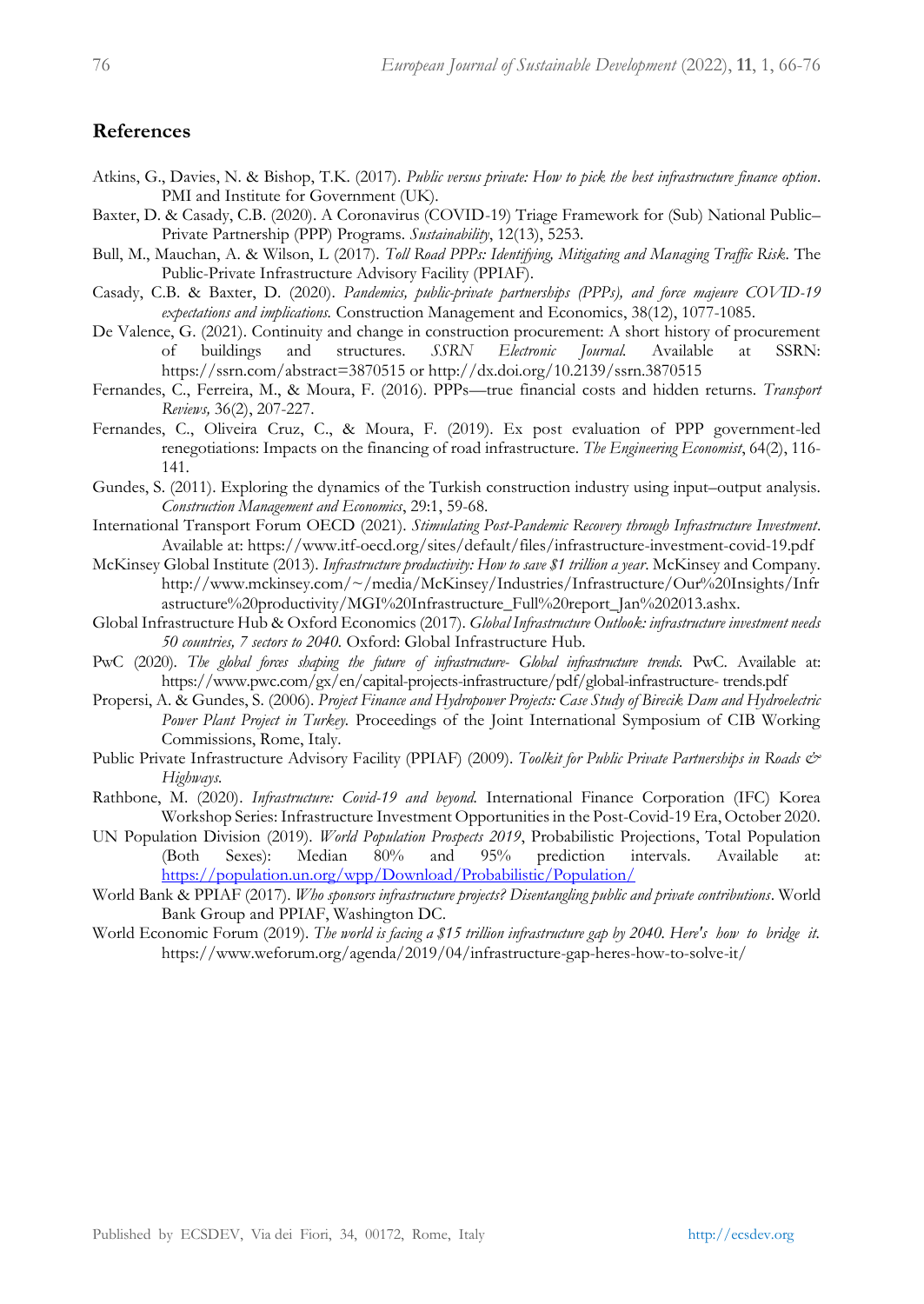## References

Atkins, G., Davies, N. & Bishop, T.K. (2017). *Public versus private: How to pick the best infrastructure finance option*. PMI and Institute for Government (UK).

Baxter, D. & Casady, C.B. (2020). A Coronavirus (COVID-19) Triage Framework for (Sub) National Public–Private Partnership (PPP) Programs. *Sustainability*, 12(13), 5253.

Bull, M., Mauchan, A. & Wilson, L (2017). *Toll Road PPPs: Identifying, Mitigating and Managing Traffic Risk*. The Public-Private Infrastructure Advisory Facility (PPIAF).

Casady, C.B. & Baxter, D. (2020). *Pandemics, public-private partnerships (PPPs), and force majeure COVID-19 expectations and implications.* Construction Management and Economics, 38(12), 1077-1085.

De Valence, G. (2021). Continuity and change in construction procurement: A short history of procurement of buildings and structures. *SSRN Electronic Journal.* Available at SSRN: https://ssrn.com/abstract=3870515 or http://dx.doi.org/10.2139/ssrn.3870515

Fernandes, C., Ferreira, M., & Moura, F. (2016). PPPs—true financial costs and hidden returns. *Transport Reviews,* 36(2), 207-227.

Fernandes, C., Oliveira Cruz, C., & Moura, F. (2019). Ex post evaluation of PPP government-led renegotiations: Impacts on the financing of road infrastructure. *The Engineering Economist*, 64(2), 116-141.

Gundes, S. (2011). Exploring the dynamics of the Turkish construction industry using input–output analysis. *Construction Management and Economics*, 29:1, 59-68.

International Transport Forum OECD (2021). *Stimulating Post-Pandemic Recovery through Infrastructure Investment*. Available at: https://www.itf-oecd.org/sites/default/files/infrastructure-investment-covid-19.pdf

McKinsey Global Institute (2013). *Infrastructure productivity: How to save $1 trillion a year*. McKinsey and Company. http://www.mckinsey.com/~/media/McKinsey/Industries/Infrastructure/Our%20Insights/Infrastructure%20productivity/MGI%20Infrastructure_Full%20report_Jan%202013.ashx.

Global Infrastructure Hub & Oxford Economics (2017). *Global Infrastructure Outlook: infrastructure investment needs 50 countries, 7 sectors to 2040.* Oxford: Global Infrastructure Hub.

PwC (2020). *The global forces shaping the future of infrastructure- Global infrastructure trends.* PwC. Available at: https://www.pwc.com/gx/en/capital-projects-infrastructure/pdf/global-infrastructure- trends.pdf

Propersi, A. & Gundes, S. (2006). *Project Finance and Hydropower Projects: Case Study of Birecik Dam and Hydroelectric Power Plant Project in Turkey.* Proceedings of the Joint International Symposium of CIB Working Commissions, Rome, Italy.

Public Private Infrastructure Advisory Facility (PPIAF) (2009). *Toolkit for Public Private Partnerships in Roads & Highways.*

Rathbone, M. (2020). *Infrastructure: Covid-19 and beyond.* International Finance Corporation (IFC) Korea Workshop Series: Infrastructure Investment Opportunities in the Post-Covid-19 Era, October 2020.

UN Population Division (2019). *World Population Prospects 2019*, Probabilistic Projections, Total Population (Both Sexes): Median 80% and 95% prediction intervals. Available at: https://population.un.org/wpp/Download/Probabilistic/Population/

World Bank & PPIAF (2017). *Who sponsors infrastructure projects? Disentangling public and private contributions*. World Bank Group and PPIAF, Washington DC.

World Economic Forum (2019). *The world is facing a $15 trillion infrastructure gap by 2040. Here's how to bridge it.* https://www.weforum.org/agenda/2019/04/infrastructure-gap-heres-how-to-solve-it/